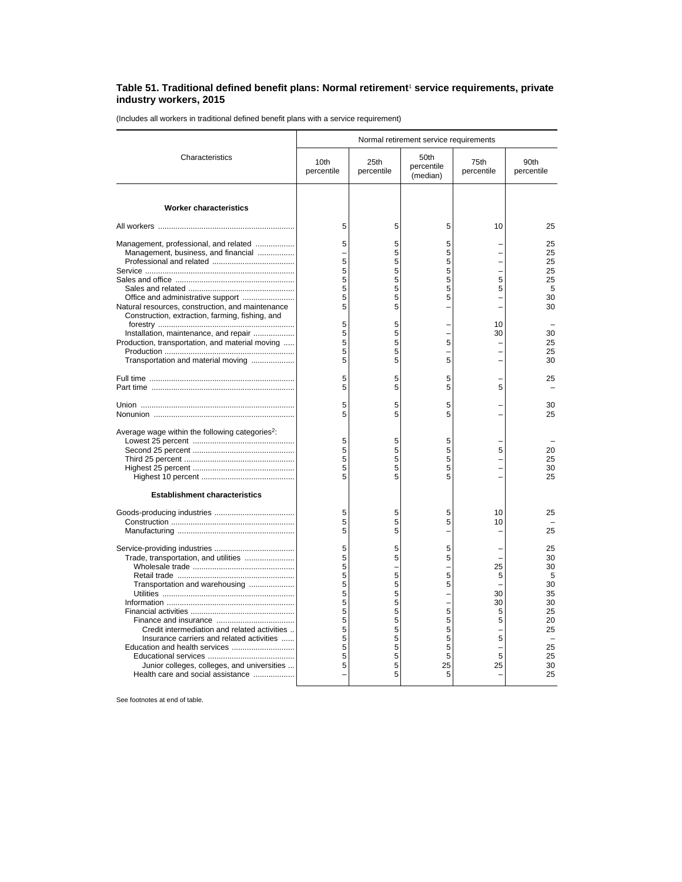## Table 51. Traditional defined benefit plans: Normal retirement[1] service requirements, private industry workers, 2015

(Includes all workers in traditional defined benefit plans with a service requirement)

| Characteristics | Normal retirement service requirements | | | | |
|---|---|---|---|---|---|
| | 10th percentile | 25th percentile | 50th percentile (median) | 75th percentile | 90th percentile |
| **Worker characteristics** | | | | | |
| All workers | 5 | 5 | 5 | 10 | 25 |
| Management, professional, and related | 5 | 5 | 5 | – | 25 |
| Management, business, and financial | – | 5 | 5 | – | 25 |
| Professional and related | 5 | 5 | 5 | – | 25 |
| Service | 5 | 5 | 5 | – | 25 |
| Sales and office | 5 | 5 | 5 | 5 | 25 |
| Sales and related | 5 | 5 | 5 | 5 | 5 |
| Office and administrative support | 5 | 5 | 5 | – | 30 |
| Natural resources, construction, and maintenance | 5 | 5 | – | – | 30 |
| Construction, extraction, farming, fishing, and forestry | 5 | 5 | – | 10 | – |
| Installation, maintenance, and repair | 5 | 5 | – | 30 | 30 |
| Production, transportation, and material moving | 5 | 5 | 5 | – | 25 |
| Production | 5 | 5 | – | – | 25 |
| Transportation and material moving | 5 | 5 | 5 | – | 30 |
| Full time | 5 | 5 | 5 | – | 25 |
| Part time | 5 | 5 | 5 | 5 | – |
| Union | 5 | 5 | 5 | – | 30 |
| Nonunion | 5 | 5 | 5 | – | 25 |
| Average wage within the following categories[2]: | | | | | |
| Lowest 25 percent | 5 | 5 | 5 | – | – |
| Second 25 percent | 5 | 5 | 5 | 5 | 20 |
| Third 25 percent | 5 | 5 | 5 | – | 25 |
| Highest 25 percent | 5 | 5 | 5 | – | 30 |
| Highest 10 percent | 5 | 5 | 5 | – | 25 |
| **Establishment characteristics** | | | | | |
| Goods-producing industries | 5 | 5 | 5 | 10 | 25 |
| Construction | 5 | 5 | 5 | 10 | – |
| Manufacturing | 5 | 5 | – | – | 25 |
| Service-providing industries | 5 | 5 | 5 | – | 25 |
| Trade, transportation, and utilities | 5 | 5 | 5 | – | 30 |
| Wholesale trade | 5 | – | – | 25 | 30 |
| Retail trade | 5 | 5 | 5 | 5 | 5 |
| Transportation and warehousing | 5 | 5 | 5 | – | 30 |
| Utilities | 5 | 5 | – | 30 | 35 |
| Information | 5 | 5 | – | 30 | 30 |
| Financial activities | 5 | 5 | 5 | 5 | 25 |
| Finance and insurance | 5 | 5 | 5 | 5 | 20 |
| Credit intermediation and related activities | 5 | 5 | 5 | – | 25 |
| Insurance carriers and related activities | 5 | 5 | 5 | 5 | – |
| Education and health services | 5 | 5 | 5 | – | 25 |
| Educational services | 5 | 5 | 5 | 5 | 25 |
| Junior colleges, colleges, and universities | 5 | 5 | 25 | 25 | 30 |
| Health care and social assistance | – | 5 | 5 | – | 25 |

See footnotes at end of table.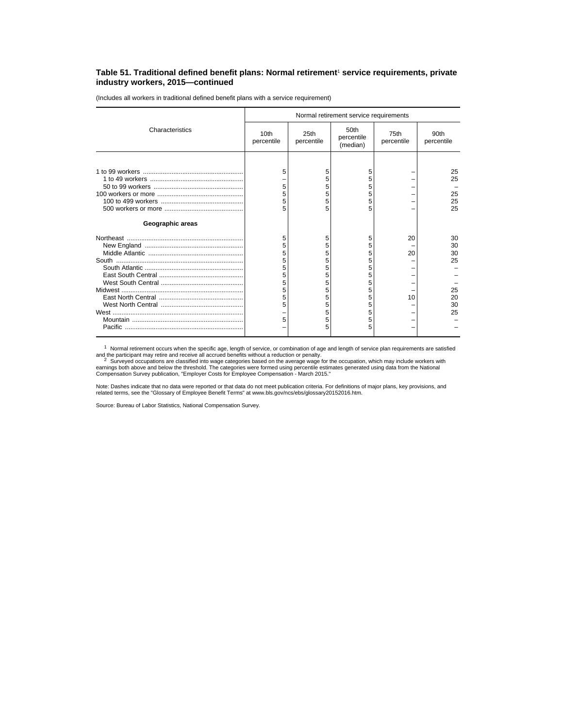### Table 51. Traditional defined benefit plans: Normal retirement[1] service requirements, private industry workers, 2015—continued

(Includes all workers in traditional defined benefit plans with a service requirement)

| Characteristics | Normal retirement service requirements | | | | |
|---|---|---|---|---|---|
| | 10th percentile | 25th percentile | 50th percentile (median) | 75th percentile | 90th percentile |
| 1 to 99 workers | 5 | 5 | 5 | – | 25 |
| 1 to 49 workers | – | 5 | 5 | – | 25 |
| 50 to 99 workers | 5 | 5 | 5 | – | – |
| 100 workers or more | 5 | 5 | 5 | – | 25 |
| 100 to 499 workers | 5 | 5 | 5 | – | 25 |
| 500 workers or more | 5 | 5 | 5 | – | 25 |
| **Geographic areas** | | | | | |
| Northeast | 5 | 5 | 5 | 20 | 30 |
| New England | 5 | 5 | 5 | – | 30 |
| Middle Atlantic | 5 | 5 | 5 | 20 | 30 |
| South | 5 | 5 | 5 | – | 25 |
| South Atlantic | 5 | 5 | 5 | – | – |
| East South Central | 5 | 5 | 5 | – | – |
| West South Central | 5 | 5 | 5 | – | – |
| Midwest | 5 | 5 | 5 | – | 25 |
| East North Central | 5 | 5 | 5 | 10 | 20 |
| West North Central | 5 | 5 | 5 | – | 30 |
| West | – | 5 | 5 | – | 25 |
| Mountain | 5 | 5 | 5 | – | – |
| Pacific | – | 5 | 5 | – | – |

[1] Normal retirement occurs when the specific age, length of service, or combination of age and length of service plan requirements are satisfied and the participant may retire and receive all accrued benefits without a reduction or penalty.
[2] Surveyed occupations are classified into wage categories based on the average wage for the occupation, which may include workers with earnings both above and below the threshold. The categories were formed using percentile estimates generated using data from the National Compensation Survey publication, "Employer Costs for Employee Compensation - March 2015."

Note: Dashes indicate that no data were reported or that data do not meet publication criteria. For definitions of major plans, key provisions, and related terms, see the "Glossary of Employee Benefit Terms" at www.bls.gov/ncs/ebs/glossary20152016.htm.

Source: Bureau of Labor Statistics, National Compensation Survey.